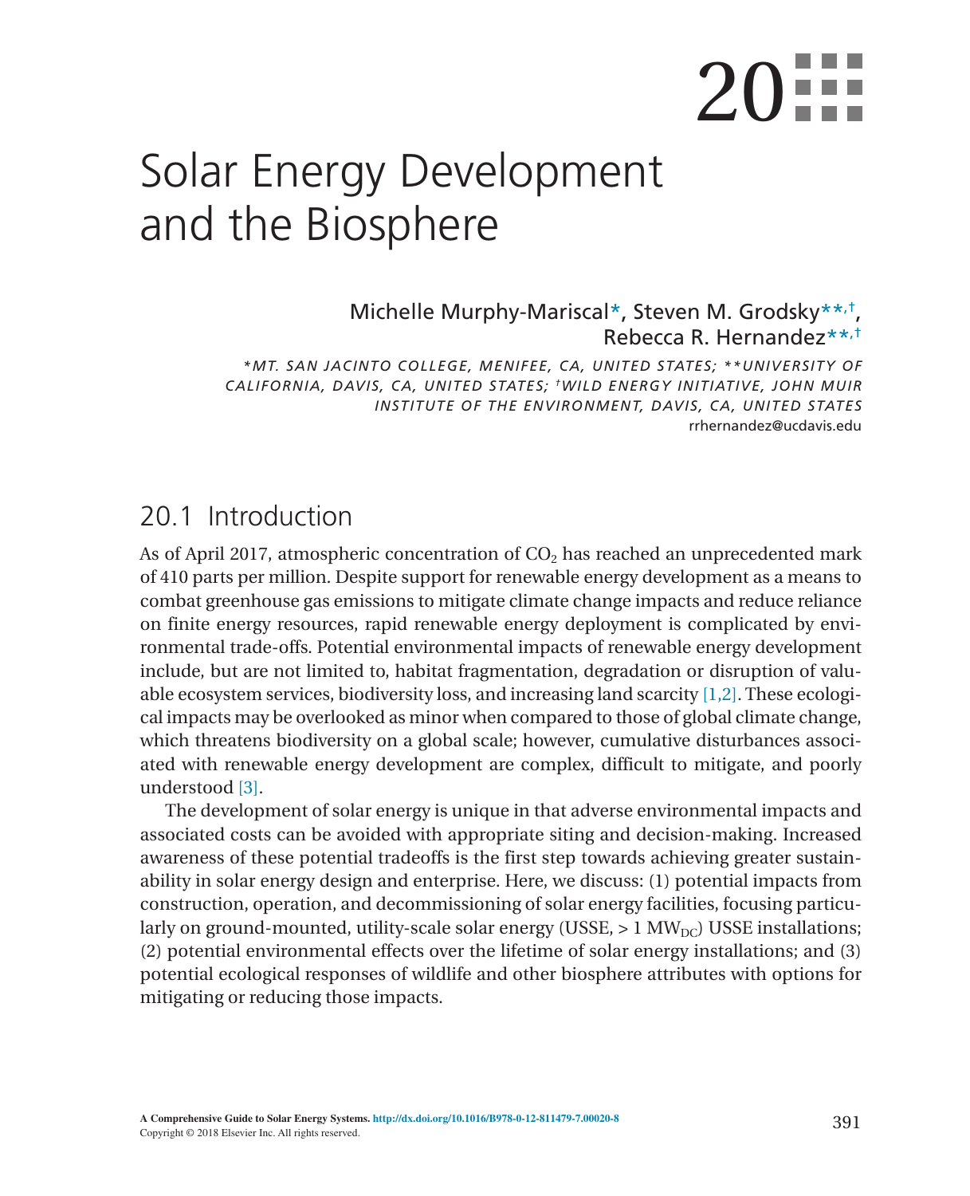# 20 Solar Energy Development and the Biosphere

Michelle Murphy-Mariscal*, Steven M. Grodsky**,†, Rebecca R. Hernandez**,†

*MT. SAN JACINTO COLLEGE, MENIFEE, CA, UNITED STATES; **UNIVERSITY OF CALIFORNIA, DAVIS, CA, UNITED STATES; †WILD ENERGY INITIATIVE, JOHN MUIR INSTITUTE OF THE ENVIRONMENT, DAVIS, CA, UNITED STATES

rrhernandez@ucdavis.edu

## 20.1 Introduction

As of April 2017, atmospheric concentration of $CO_2$ has reached an unprecedented mark of 410 parts per million. Despite support for renewable energy development as a means to combat greenhouse gas emissions to mitigate climate change impacts and reduce reliance on finite energy resources, rapid renewable energy deployment is complicated by environmental trade-offs. Potential environmental impacts of renewable energy development include, but are not limited to, habitat fragmentation, degradation or disruption of valuable ecosystem services, biodiversity loss, and increasing land scarcity [1,2]. These ecological impacts may be overlooked as minor when compared to those of global climate change, which threatens biodiversity on a global scale; however, cumulative disturbances associated with renewable energy development are complex, difficult to mitigate, and poorly understood [3].

The development of solar energy is unique in that adverse environmental impacts and associated costs can be avoided with appropriate siting and decision-making. Increased awareness of these potential tradeoffs is the first step towards achieving greater sustainability in solar energy design and enterprise. Here, we discuss: (1) potential impacts from construction, operation, and decommissioning of solar energy facilities, focusing particularly on ground-mounted, utility-scale solar energy (USSE, > 1 $MW_{DC}$) USSE installations; (2) potential environmental effects over the lifetime of solar energy installations; and (3) potential ecological responses of wildlife and other biosphere attributes with options for mitigating or reducing those impacts.

A Comprehensive Guide to Solar Energy Systems. http://dx.doi.org/10.1016/B978-0-12-811479-7.00020-8
Copyright © 2018 Elsevier Inc. All rights reserved.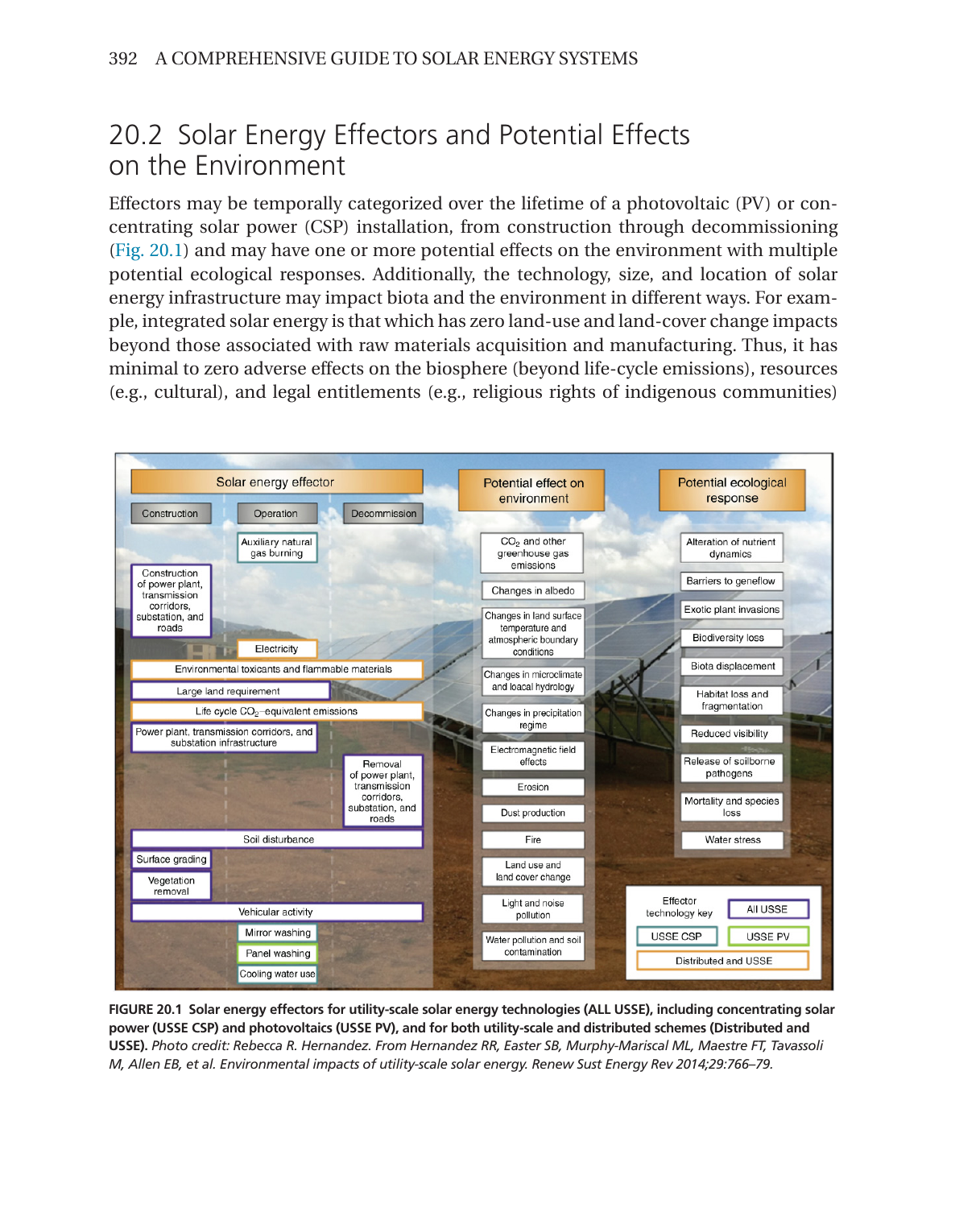## 20.2 Solar Energy Effectors and Potential Effects on the Environment

Effectors may be temporally categorized over the lifetime of a photovoltaic (PV) or concentrating solar power (CSP) installation, from construction through decommissioning (Fig. 20.1) and may have one or more potential effects on the environment with multiple potential ecological responses. Additionally, the technology, size, and location of solar energy infrastructure may impact biota and the environment in different ways. For example, integrated solar energy is that which has zero land-use and land-cover change impacts beyond those associated with raw materials acquisition and manufacturing. Thus, it has minimal to zero adverse effects on the biosphere (beyond life-cycle emissions), resources (e.g., cultural), and legal entitlements (e.g., religious rights of indigenous communities)

**FIGURE 20.1 Solar energy effectors for utility-scale solar energy technologies (ALL USSE), including concentrating solar power (USSE CSP) and photovoltaics (USSE PV), and for both utility-scale and distributed schemes (Distributed and USSE).** *Photo credit: Rebecca R. Hernandez. From Hernandez RR, Easter SB, Murphy-Mariscal ML, Maestre FT, Tavassoli M, Allen EB, et al. Environmental impacts of utility-scale solar energy. Renew Sust Energy Rev 2014;29:766–79.*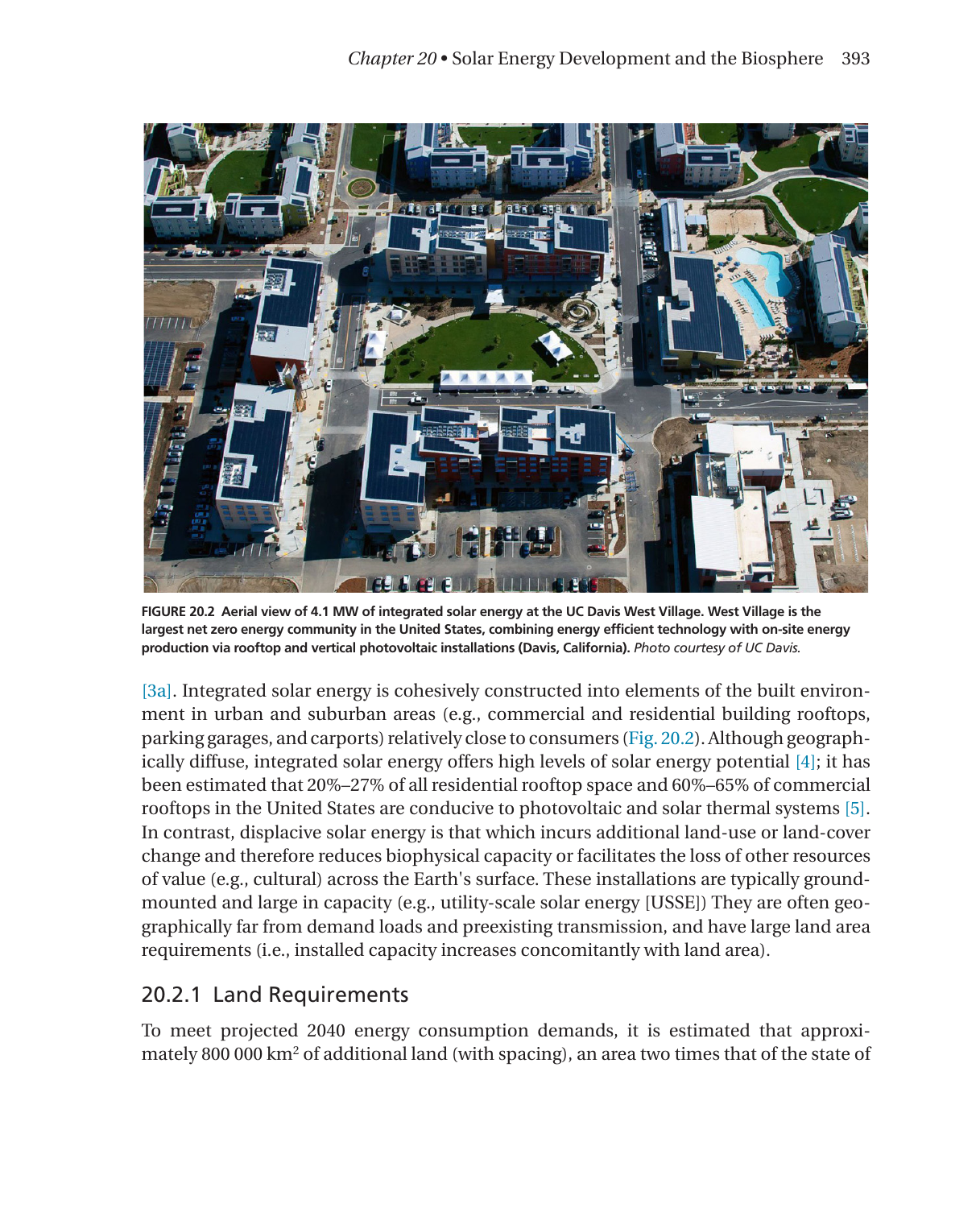FIGURE 20.2 Aerial view of 4.1 MW of integrated solar energy at the UC Davis West Village. West Village is the largest net zero energy community in the United States, combining energy efficient technology with on-site energy production via rooftop and vertical photovoltaic installations (Davis, California). *Photo courtesy of UC Davis.*

[3a]. Integrated solar energy is cohesively constructed into elements of the built environment in urban and suburban areas (e.g., commercial and residential building rooftops, parking garages, and carports) relatively close to consumers (Fig. 20.2). Although geographically diffuse, integrated solar energy offers high levels of solar energy potential [4]; it has been estimated that 20%–27% of all residential rooftop space and 60%–65% of commercial rooftops in the United States are conducive to photovoltaic and solar thermal systems [5]. In contrast, displacive solar energy is that which incurs additional land-use or land-cover change and therefore reduces biophysical capacity or facilitates the loss of other resources of value (e.g., cultural) across the Earth's surface. These installations are typically ground-mounted and large in capacity (e.g., utility-scale solar energy [USSE]) They are often geographically far from demand loads and preexisting transmission, and have large land area requirements (i.e., installed capacity increases concomitantly with land area).

### 20.2.1 Land Requirements

To meet projected 2040 energy consumption demands, it is estimated that approximately 800 000 $km^2$ of additional land (with spacing), an area two times that of the state of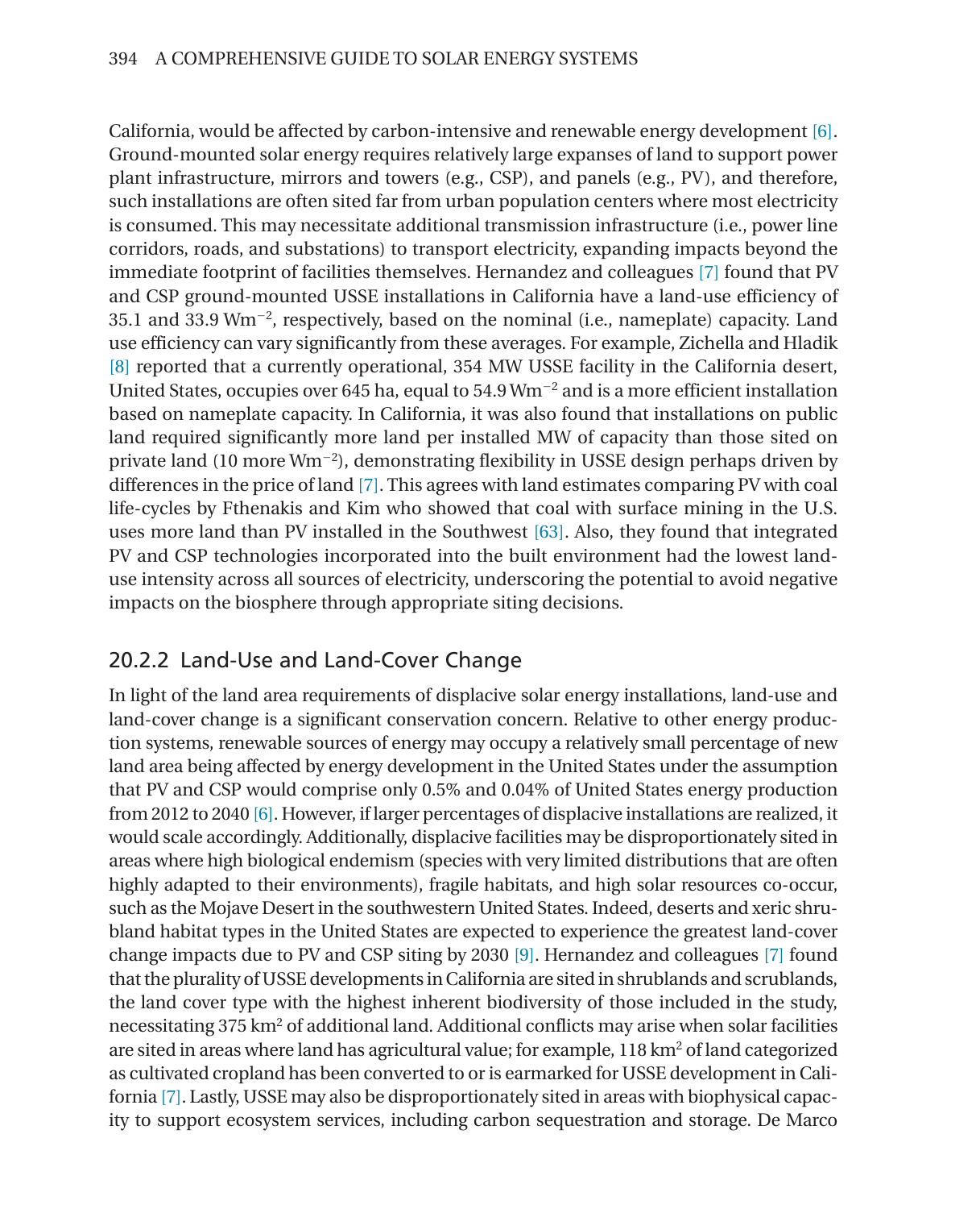California, would be affected by carbon-intensive and renewable energy development [6]. Ground-mounted solar energy requires relatively large expanses of land to support power plant infrastructure, mirrors and towers (e.g., CSP), and panels (e.g., PV), and therefore, such installations are often sited far from urban population centers where most electricity is consumed. This may necessitate additional transmission infrastructure (i.e., power line corridors, roads, and substations) to transport electricity, expanding impacts beyond the immediate footprint of facilities themselves. Hernandez and colleagues [7] found that PV and CSP ground-mounted USSE installations in California have a land-use efficiency of 35.1 and 33.9 $Wm^{-2}$, respectively, based on the nominal (i.e., nameplate) capacity. Land use efficiency can vary significantly from these averages. For example, Zichella and Hladik [8] reported that a currently operational, 354 MW USSE facility in the California desert, United States, occupies over 645 ha, equal to 54.9 $Wm^{-2}$ and is a more efficient installation based on nameplate capacity. In California, it was also found that installations on public land required significantly more land per installed MW of capacity than those sited on private land (10 more $Wm^{-2}$), demonstrating flexibility in USSE design perhaps driven by differences in the price of land [7]. This agrees with land estimates comparing PV with coal life-cycles by Fthenakis and Kim who showed that coal with surface mining in the U.S. uses more land than PV installed in the Southwest [63]. Also, they found that integrated PV and CSP technologies incorporated into the built environment had the lowest land-use intensity across all sources of electricity, underscoring the potential to avoid negative impacts on the biosphere through appropriate siting decisions.

## 20.2.2 Land-Use and Land-Cover Change

In light of the land area requirements of displacive solar energy installations, land-use and land-cover change is a significant conservation concern. Relative to other energy production systems, renewable sources of energy may occupy a relatively small percentage of new land area being affected by energy development in the United States under the assumption that PV and CSP would comprise only 0.5% and 0.04% of United States energy production from 2012 to 2040 [6]. However, if larger percentages of displacive installations are realized, it would scale accordingly. Additionally, displacive facilities may be disproportionately sited in areas where high biological endemism (species with very limited distributions that are often highly adapted to their environments), fragile habitats, and high solar resources co-occur, such as the Mojave Desert in the southwestern United States. Indeed, deserts and xeric shrubland habitat types in the United States are expected to experience the greatest land-cover change impacts due to PV and CSP siting by 2030 [9]. Hernandez and colleagues [7] found that the plurality of USSE developments in California are sited in shrublands and scrublands, the land cover type with the highest inherent biodiversity of those included in the study, necessitating 375 $km^2$ of additional land. Additional conflicts may arise when solar facilities are sited in areas where land has agricultural value; for example, 118 $km^2$ of land categorized as cultivated cropland has been converted to or is earmarked for USSE development in California [7]. Lastly, USSE may also be disproportionately sited in areas with biophysical capacity to support ecosystem services, including carbon sequestration and storage. De Marco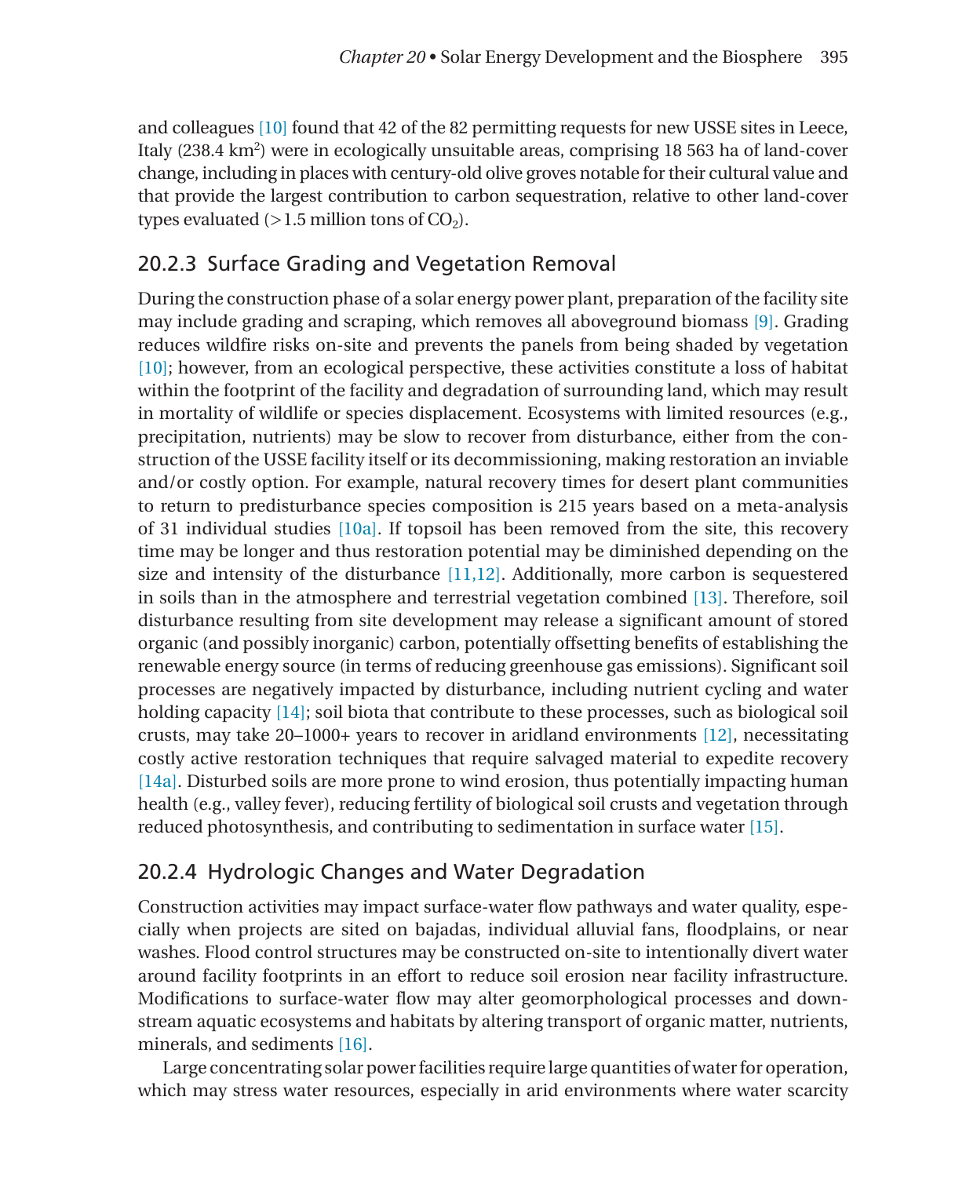and colleagues [10] found that 42 of the 82 permitting requests for new USSE sites in Leece, Italy (238.4 $km^2$) were in ecologically unsuitable areas, comprising 18 563 ha of land-cover change, including in places with century-old olive groves notable for their cultural value and that provide the largest contribution to carbon sequestration, relative to other land-cover types evaluated (>1.5 million tons of $CO_2$).

### 20.2.3 Surface Grading and Vegetation Removal

During the construction phase of a solar energy power plant, preparation of the facility site may include grading and scraping, which removes all aboveground biomass [9]. Grading reduces wildfire risks on-site and prevents the panels from being shaded by vegetation [10]; however, from an ecological perspective, these activities constitute a loss of habitat within the footprint of the facility and degradation of surrounding land, which may result in mortality of wildlife or species displacement. Ecosystems with limited resources (e.g., precipitation, nutrients) may be slow to recover from disturbance, either from the construction of the USSE facility itself or its decommissioning, making restoration an inviable and/or costly option. For example, natural recovery times for desert plant communities to return to predisturbance species composition is 215 years based on a meta-analysis of 31 individual studies [10a]. If topsoil has been removed from the site, this recovery time may be longer and thus restoration potential may be diminished depending on the size and intensity of the disturbance [11,12]. Additionally, more carbon is sequestered in soils than in the atmosphere and terrestrial vegetation combined [13]. Therefore, soil disturbance resulting from site development may release a significant amount of stored organic (and possibly inorganic) carbon, potentially offsetting benefits of establishing the renewable energy source (in terms of reducing greenhouse gas emissions). Significant soil processes are negatively impacted by disturbance, including nutrient cycling and water holding capacity [14]; soil biota that contribute to these processes, such as biological soil crusts, may take 20–1000+ years to recover in aridland environments [12], necessitating costly active restoration techniques that require salvaged material to expedite recovery [14a]. Disturbed soils are more prone to wind erosion, thus potentially impacting human health (e.g., valley fever), reducing fertility of biological soil crusts and vegetation through reduced photosynthesis, and contributing to sedimentation in surface water [15].

### 20.2.4 Hydrologic Changes and Water Degradation

Construction activities may impact surface-water flow pathways and water quality, especially when projects are sited on bajadas, individual alluvial fans, floodplains, or near washes. Flood control structures may be constructed on-site to intentionally divert water around facility footprints in an effort to reduce soil erosion near facility infrastructure. Modifications to surface-water flow may alter geomorphological processes and downstream aquatic ecosystems and habitats by altering transport of organic matter, nutrients, minerals, and sediments [16].

Large concentrating solar power facilities require large quantities of water for operation, which may stress water resources, especially in arid environments where water scarcity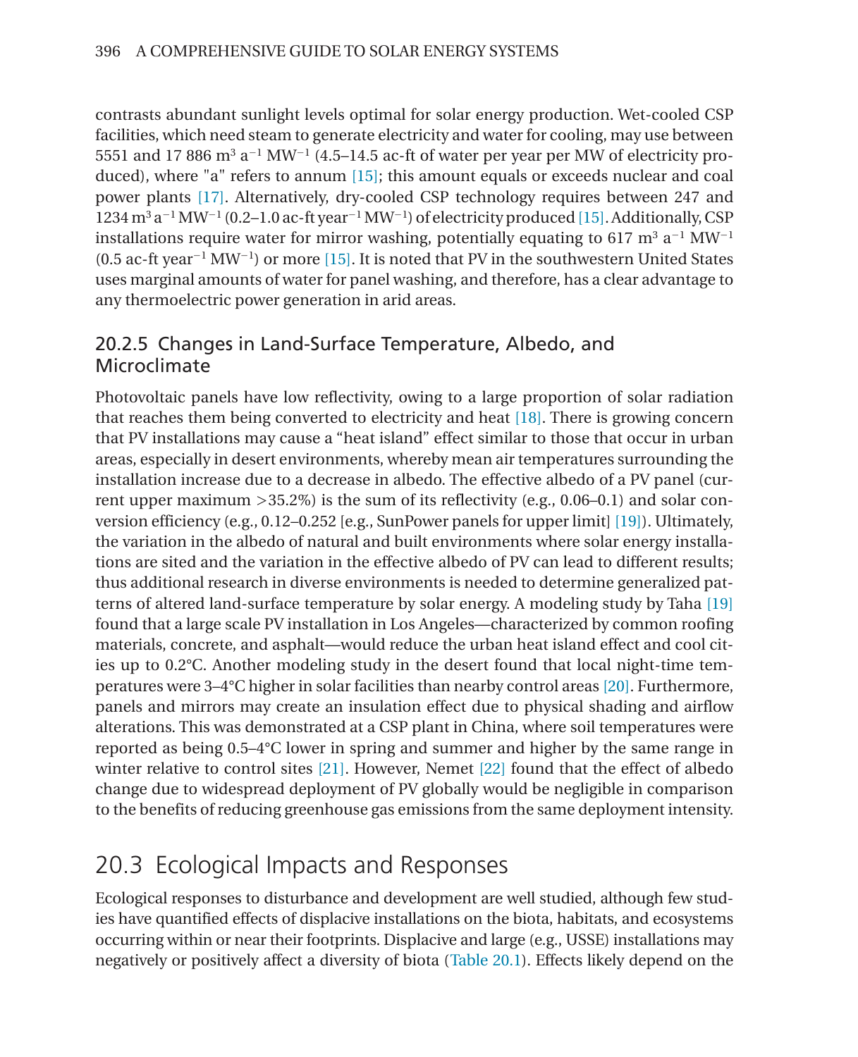contrasts abundant sunlight levels optimal for solar energy production. Wet-cooled CSP facilities, which need steam to generate electricity and water for cooling, may use between 5551 and 17 886 $m^3\ a^{-1}\ MW^{-1}$ (4.5–14.5 ac-ft of water per year per MW of electricity produced), where "a" refers to annum [15]; this amount equals or exceeds nuclear and coal power plants [17]. Alternatively, dry-cooled CSP technology requires between 247 and 1234 $m^3\ a^{-1}\ MW^{-1}$ (0.2–1.0 ac-ft $year^{-1}\ MW^{-1}$) of electricity produced [15]. Additionally, CSP installations require water for mirror washing, potentially equating to 617 $m^3\ a^{-1}\ MW^{-1}$ (0.5 ac-ft $year^{-1}\ MW^{-1}$) or more [15]. It is noted that PV in the southwestern United States uses marginal amounts of water for panel washing, and therefore, has a clear advantage to any thermoelectric power generation in arid areas.

### 20.2.5 Changes in Land-Surface Temperature, Albedo, and Microclimate

Photovoltaic panels have low reflectivity, owing to a large proportion of solar radiation that reaches them being converted to electricity and heat [18]. There is growing concern that PV installations may cause a "heat island" effect similar to those that occur in urban areas, especially in desert environments, whereby mean air temperatures surrounding the installation increase due to a decrease in albedo. The effective albedo of a PV panel (current upper maximum >35.2%) is the sum of its reflectivity (e.g., 0.06–0.1) and solar conversion efficiency (e.g., 0.12–0.252 [e.g., SunPower panels for upper limit] [19]). Ultimately, the variation in the albedo of natural and built environments where solar energy installations are sited and the variation in the effective albedo of PV can lead to different results; thus additional research in diverse environments is needed to determine generalized patterns of altered land-surface temperature by solar energy. A modeling study by Taha [19] found that a large scale PV installation in Los Angeles—characterized by common roofing materials, concrete, and asphalt—would reduce the urban heat island effect and cool cities up to 0.2°C. Another modeling study in the desert found that local night-time temperatures were 3–4°C higher in solar facilities than nearby control areas [20]. Furthermore, panels and mirrors may create an insulation effect due to physical shading and airflow alterations. This was demonstrated at a CSP plant in China, where soil temperatures were reported as being 0.5–4°C lower in spring and summer and higher by the same range in winter relative to control sites [21]. However, Nemet [22] found that the effect of albedo change due to widespread deployment of PV globally would be negligible in comparison to the benefits of reducing greenhouse gas emissions from the same deployment intensity.

## 20.3 Ecological Impacts and Responses

Ecological responses to disturbance and development are well studied, although few studies have quantified effects of displacive installations on the biota, habitats, and ecosystems occurring within or near their footprints. Displacive and large (e.g., USSE) installations may negatively or positively affect a diversity of biota (Table 20.1). Effects likely depend on the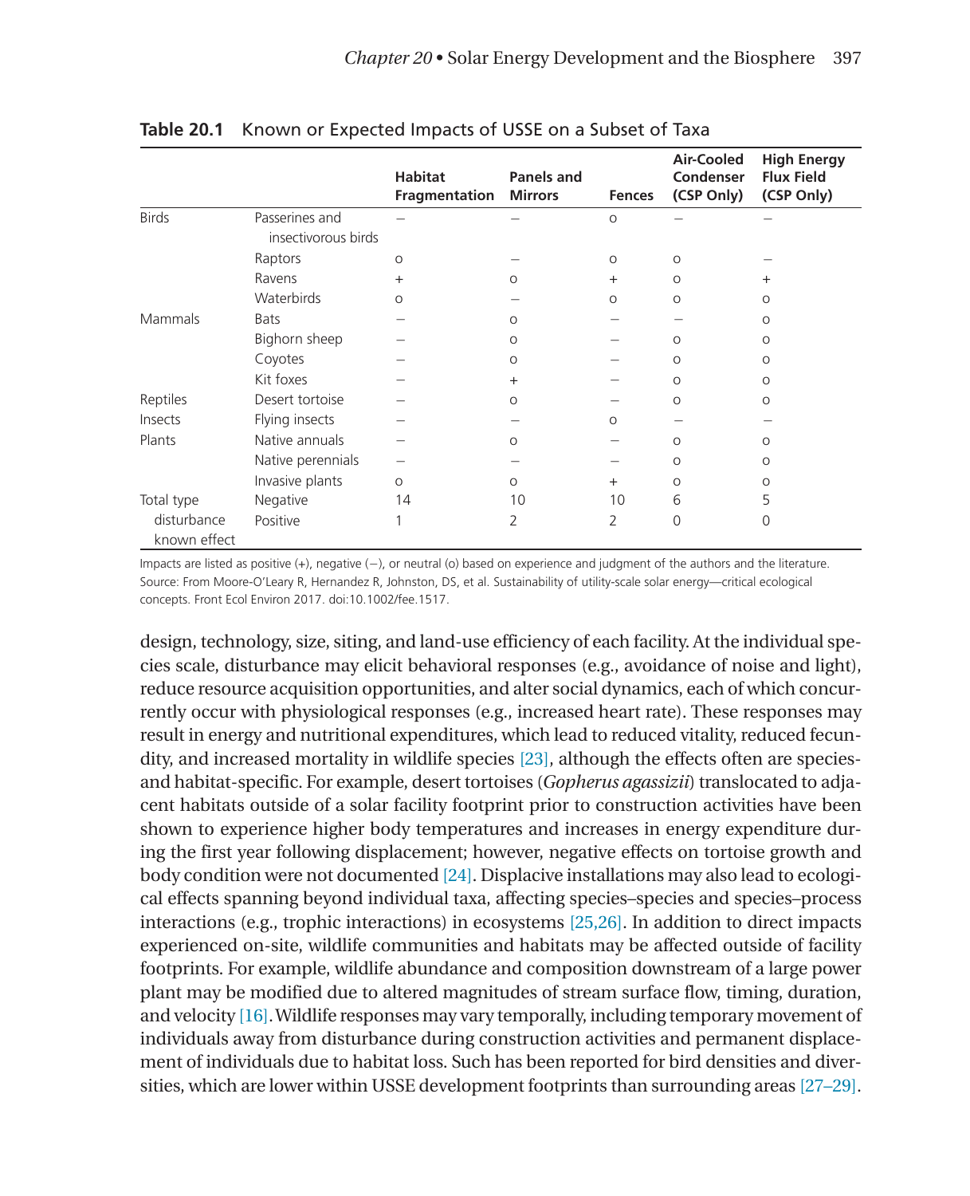**Table 20.1** Known or Expected Impacts of USSE on a Subset of Taxa

| | | Habitat Fragmentation | Panels and Mirrors | Fences | Air-Cooled Condenser (CSP Only) | High Energy Flux Field (CSP Only) |
|---|---|---|---|---|---|---|
| Birds | Passerines and insectivorous birds | – | – | o | – | – |
| | Raptors | o | – | o | o | – |
| | Ravens | + | o | + | o | + |
| | Waterbirds | o | – | o | o | o |
| Mammals | Bats | – | o | – | – | o |
| | Bighorn sheep | – | o | – | o | o |
| | Coyotes | – | o | – | o | o |
| | Kit foxes | – | + | – | o | o |
| Reptiles | Desert tortoise | – | o | – | o | o |
| Insects | Flying insects | – | – | o | – | – |
| Plants | Native annuals | – | o | – | o | o |
| | Native perennials | – | – | – | o | o |
| | Invasive plants | o | o | + | o | o |
| Total type disturbance known effect | Negative | 14 | 10 | 10 | 6 | 5 |
| | Positive | 1 | 2 | 2 | 0 | 0 |

Impacts are listed as positive (+), negative (−), or neutral (o) based on experience and judgment of the authors and the literature.
Source: From Moore-O'Leary R, Hernandez R, Johnston, DS, et al. Sustainability of utility-scale solar energy—critical ecological concepts. Front Ecol Environ 2017. doi:10.1002/fee.1517.

design, technology, size, siting, and land-use efficiency of each facility. At the individual species scale, disturbance may elicit behavioral responses (e.g., avoidance of noise and light), reduce resource acquisition opportunities, and alter social dynamics, each of which concurrently occur with physiological responses (e.g., increased heart rate). These responses may result in energy and nutritional expenditures, which lead to reduced vitality, reduced fecundity, and increased mortality in wildlife species [23], although the effects often are species- and habitat-specific. For example, desert tortoises (*Gopherus agassizii*) translocated to adjacent habitats outside of a solar facility footprint prior to construction activities have been shown to experience higher body temperatures and increases in energy expenditure during the first year following displacement; however, negative effects on tortoise growth and body condition were not documented [24]. Displacive installations may also lead to ecological effects spanning beyond individual taxa, affecting species–species and species–process interactions (e.g., trophic interactions) in ecosystems [25,26]. In addition to direct impacts experienced on-site, wildlife communities and habitats may be affected outside of facility footprints. For example, wildlife abundance and composition downstream of a large power plant may be modified due to altered magnitudes of stream surface flow, timing, duration, and velocity [16]. Wildlife responses may vary temporally, including temporary movement of individuals away from disturbance during construction activities and permanent displacement of individuals due to habitat loss. Such has been reported for bird densities and diversities, which are lower within USSE development footprints than surrounding areas [27–29].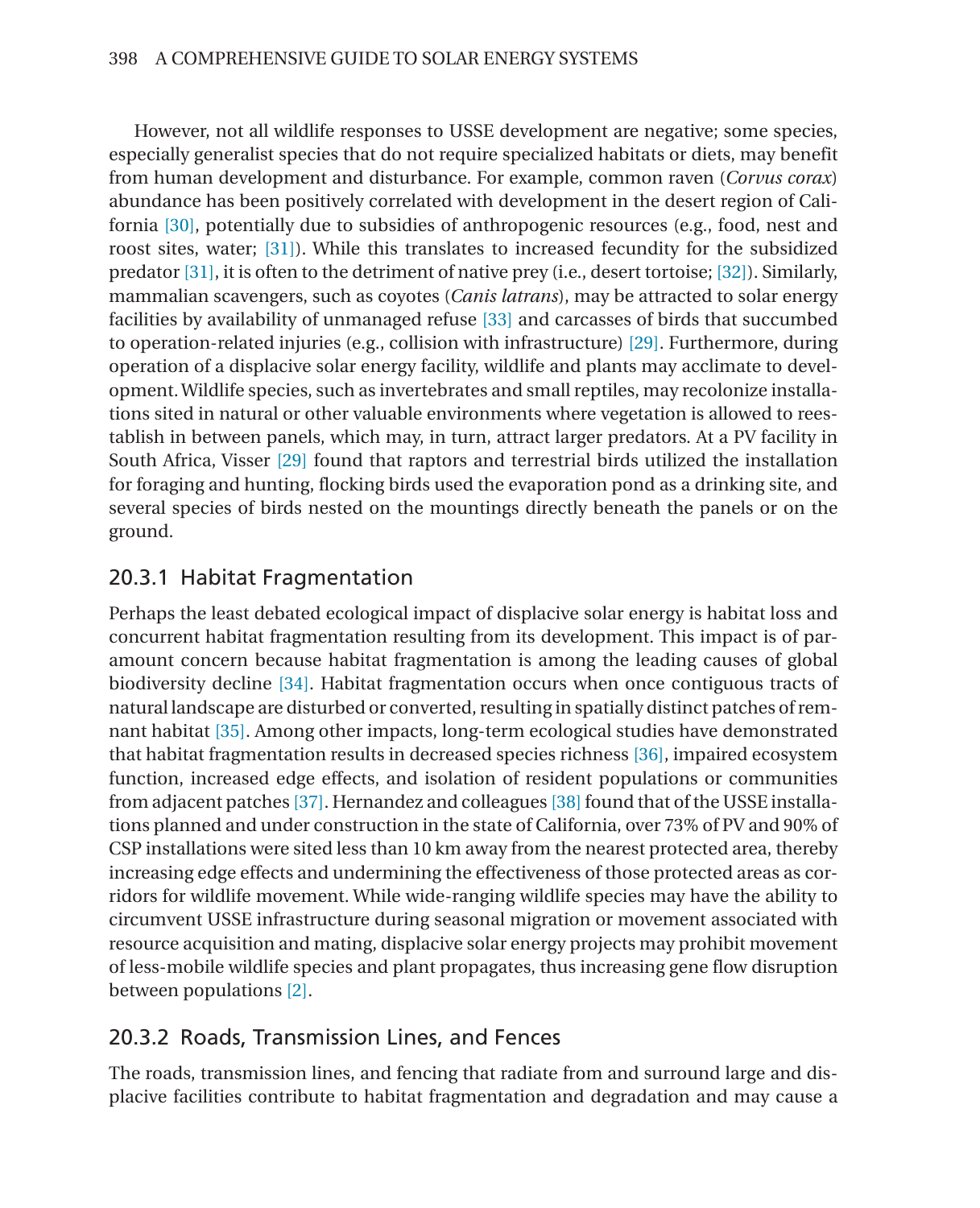However, not all wildlife responses to USSE development are negative; some species, especially generalist species that do not require specialized habitats or diets, may benefit from human development and disturbance. For example, common raven (*Corvus corax*) abundance has been positively correlated with development in the desert region of California [30], potentially due to subsidies of anthropogenic resources (e.g., food, nest and roost sites, water; [31]). While this translates to increased fecundity for the subsidized predator [31], it is often to the detriment of native prey (i.e., desert tortoise; [32]). Similarly, mammalian scavengers, such as coyotes (*Canis latrans*), may be attracted to solar energy facilities by availability of unmanaged refuse [33] and carcasses of birds that succumbed to operation-related injuries (e.g., collision with infrastructure) [29]. Furthermore, during operation of a displacive solar energy facility, wildlife and plants may acclimate to development. Wildlife species, such as invertebrates and small reptiles, may recolonize installations sited in natural or other valuable environments where vegetation is allowed to reestablish in between panels, which may, in turn, attract larger predators. At a PV facility in South Africa, Visser [29] found that raptors and terrestrial birds utilized the installation for foraging and hunting, flocking birds used the evaporation pond as a drinking site, and several species of birds nested on the mountings directly beneath the panels or on the ground.

### 20.3.1 Habitat Fragmentation

Perhaps the least debated ecological impact of displacive solar energy is habitat loss and concurrent habitat fragmentation resulting from its development. This impact is of paramount concern because habitat fragmentation is among the leading causes of global biodiversity decline [34]. Habitat fragmentation occurs when once contiguous tracts of natural landscape are disturbed or converted, resulting in spatially distinct patches of remnant habitat [35]. Among other impacts, long-term ecological studies have demonstrated that habitat fragmentation results in decreased species richness [36], impaired ecosystem function, increased edge effects, and isolation of resident populations or communities from adjacent patches [37]. Hernandez and colleagues [38] found that of the USSE installations planned and under construction in the state of California, over 73% of PV and 90% of CSP installations were sited less than 10 km away from the nearest protected area, thereby increasing edge effects and undermining the effectiveness of those protected areas as corridors for wildlife movement. While wide-ranging wildlife species may have the ability to circumvent USSE infrastructure during seasonal migration or movement associated with resource acquisition and mating, displacive solar energy projects may prohibit movement of less-mobile wildlife species and plant propagates, thus increasing gene flow disruption between populations [2].

### 20.3.2 Roads, Transmission Lines, and Fences

The roads, transmission lines, and fencing that radiate from and surround large and displacive facilities contribute to habitat fragmentation and degradation and may cause a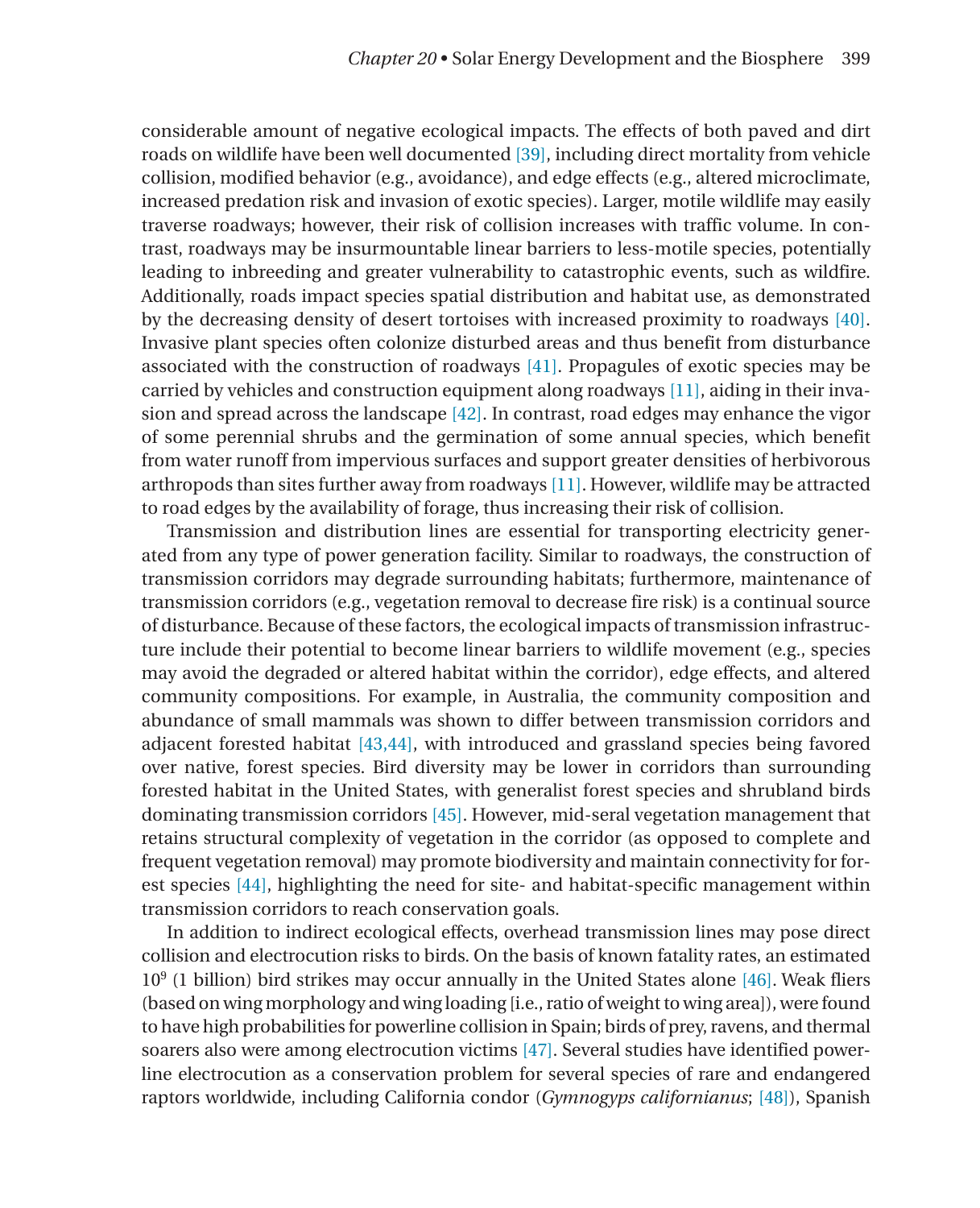considerable amount of negative ecological impacts. The effects of both paved and dirt roads on wildlife have been well documented [39], including direct mortality from vehicle collision, modified behavior (e.g., avoidance), and edge effects (e.g., altered microclimate, increased predation risk and invasion of exotic species). Larger, motile wildlife may easily traverse roadways; however, their risk of collision increases with traffic volume. In contrast, roadways may be insurmountable linear barriers to less-motile species, potentially leading to inbreeding and greater vulnerability to catastrophic events, such as wildfire. Additionally, roads impact species spatial distribution and habitat use, as demonstrated by the decreasing density of desert tortoises with increased proximity to roadways [40]. Invasive plant species often colonize disturbed areas and thus benefit from disturbance associated with the construction of roadways [41]. Propagules of exotic species may be carried by vehicles and construction equipment along roadways [11], aiding in their invasion and spread across the landscape [42]. In contrast, road edges may enhance the vigor of some perennial shrubs and the germination of some annual species, which benefit from water runoff from impervious surfaces and support greater densities of herbivorous arthropods than sites further away from roadways [11]. However, wildlife may be attracted to road edges by the availability of forage, thus increasing their risk of collision.

Transmission and distribution lines are essential for transporting electricity generated from any type of power generation facility. Similar to roadways, the construction of transmission corridors may degrade surrounding habitats; furthermore, maintenance of transmission corridors (e.g., vegetation removal to decrease fire risk) is a continual source of disturbance. Because of these factors, the ecological impacts of transmission infrastructure include their potential to become linear barriers to wildlife movement (e.g., species may avoid the degraded or altered habitat within the corridor), edge effects, and altered community compositions. For example, in Australia, the community composition and abundance of small mammals was shown to differ between transmission corridors and adjacent forested habitat [43,44], with introduced and grassland species being favored over native, forest species. Bird diversity may be lower in corridors than surrounding forested habitat in the United States, with generalist forest species and shrubland birds dominating transmission corridors [45]. However, mid-seral vegetation management that retains structural complexity of vegetation in the corridor (as opposed to complete and frequent vegetation removal) may promote biodiversity and maintain connectivity for forest species [44], highlighting the need for site- and habitat-specific management within transmission corridors to reach conservation goals.

In addition to indirect ecological effects, overhead transmission lines may pose direct collision and electrocution risks to birds. On the basis of known fatality rates, an estimated $10^9$ (1 billion) bird strikes may occur annually in the United States alone [46]. Weak fliers (based on wing morphology and wing loading [i.e., ratio of weight to wing area]), were found to have high probabilities for powerline collision in Spain; birds of prey, ravens, and thermal soarers also were among electrocution victims [47]. Several studies have identified powerline electrocution as a conservation problem for several species of rare and endangered raptors worldwide, including California condor (*Gymnogyps californianus*; [48]), Spanish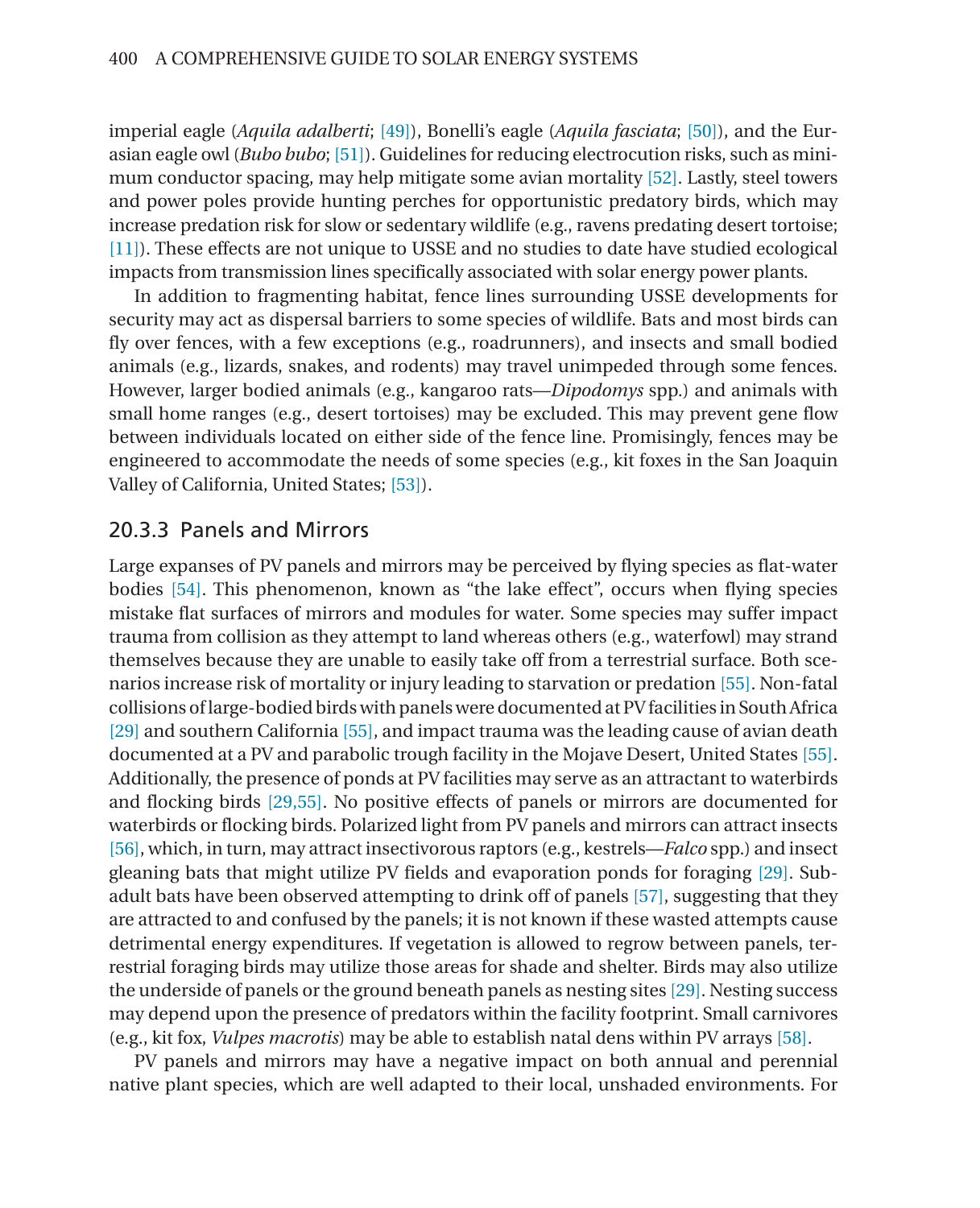imperial eagle (*Aquila adalberti*; [49]), Bonelli's eagle (*Aquila fasciata*; [50]), and the Eurasian eagle owl (*Bubo bubo*; [51]). Guidelines for reducing electrocution risks, such as minimum conductor spacing, may help mitigate some avian mortality [52]. Lastly, steel towers and power poles provide hunting perches for opportunistic predatory birds, which may increase predation risk for slow or sedentary wildlife (e.g., ravens predating desert tortoise; [11]). These effects are not unique to USSE and no studies to date have studied ecological impacts from transmission lines specifically associated with solar energy power plants.

In addition to fragmenting habitat, fence lines surrounding USSE developments for security may act as dispersal barriers to some species of wildlife. Bats and most birds can fly over fences, with a few exceptions (e.g., roadrunners), and insects and small bodied animals (e.g., lizards, snakes, and rodents) may travel unimpeded through some fences. However, larger bodied animals (e.g., kangaroo rats—*Dipodomys* spp.) and animals with small home ranges (e.g., desert tortoises) may be excluded. This may prevent gene flow between individuals located on either side of the fence line. Promisingly, fences may be engineered to accommodate the needs of some species (e.g., kit foxes in the San Joaquin Valley of California, United States; [53]).

### 20.3.3 Panels and Mirrors

Large expanses of PV panels and mirrors may be perceived by flying species as flat-water bodies [54]. This phenomenon, known as "the lake effect", occurs when flying species mistake flat surfaces of mirrors and modules for water. Some species may suffer impact trauma from collision as they attempt to land whereas others (e.g., waterfowl) may strand themselves because they are unable to easily take off from a terrestrial surface. Both scenarios increase risk of mortality or injury leading to starvation or predation [55]. Non-fatal collisions of large-bodied birds with panels were documented at PV facilities in South Africa [29] and southern California [55], and impact trauma was the leading cause of avian death documented at a PV and parabolic trough facility in the Mojave Desert, United States [55]. Additionally, the presence of ponds at PV facilities may serve as an attractant to waterbirds and flocking birds [29,55]. No positive effects of panels or mirrors are documented for waterbirds or flocking birds. Polarized light from PV panels and mirrors can attract insects [56], which, in turn, may attract insectivorous raptors (e.g., kestrels—*Falco* spp.) and insect gleaning bats that might utilize PV fields and evaporation ponds for foraging [29]. Subadult bats have been observed attempting to drink off of panels [57], suggesting that they are attracted to and confused by the panels; it is not known if these wasted attempts cause detrimental energy expenditures. If vegetation is allowed to regrow between panels, terrestrial foraging birds may utilize those areas for shade and shelter. Birds may also utilize the underside of panels or the ground beneath panels as nesting sites [29]. Nesting success may depend upon the presence of predators within the facility footprint. Small carnivores (e.g., kit fox, *Vulpes macrotis*) may be able to establish natal dens within PV arrays [58].

PV panels and mirrors may have a negative impact on both annual and perennial native plant species, which are well adapted to their local, unshaded environments. For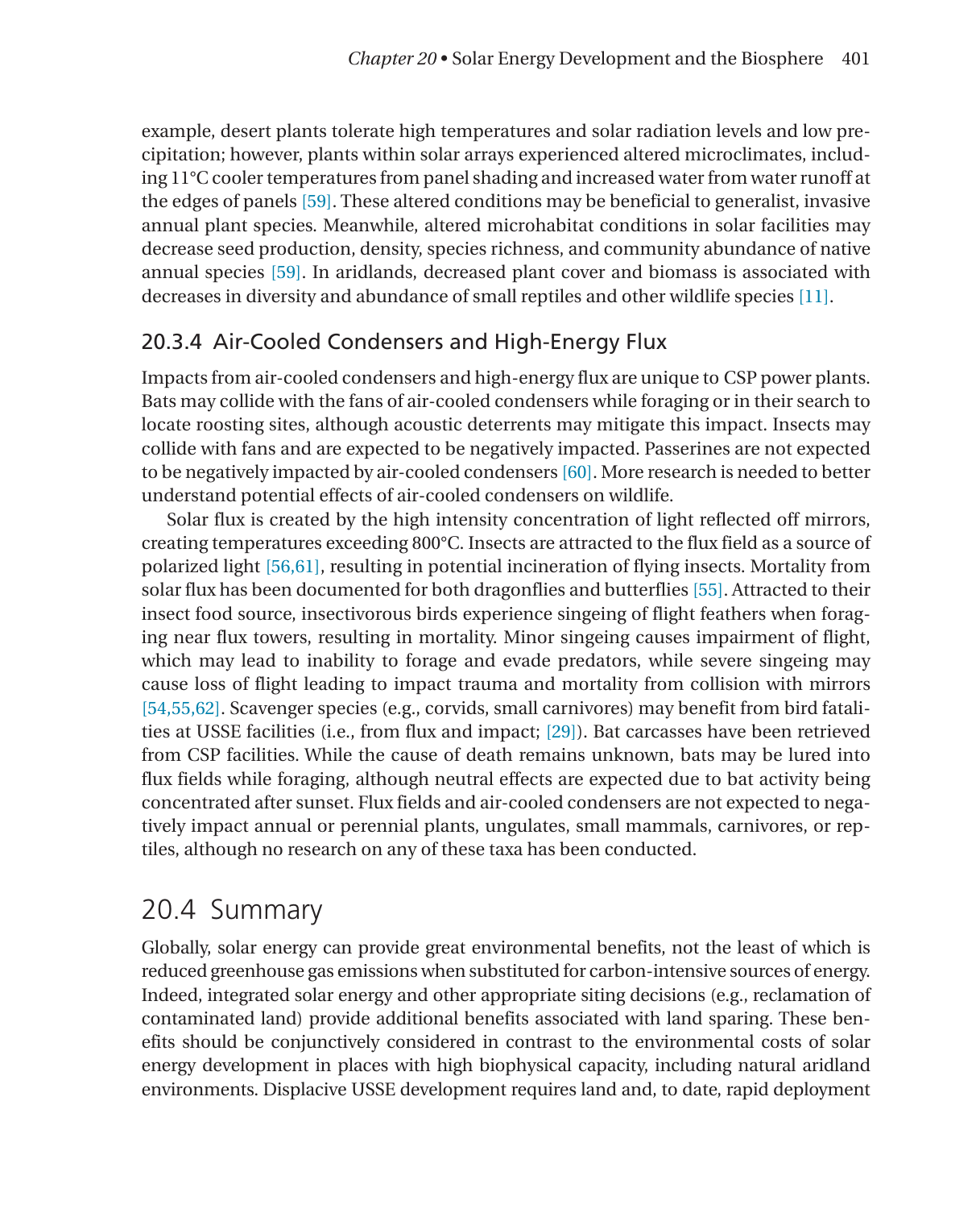example, desert plants tolerate high temperatures and solar radiation levels and low precipitation; however, plants within solar arrays experienced altered microclimates, including 11°C cooler temperatures from panel shading and increased water from water runoff at the edges of panels [59]. These altered conditions may be beneficial to generalist, invasive annual plant species. Meanwhile, altered microhabitat conditions in solar facilities may decrease seed production, density, species richness, and community abundance of native annual species [59]. In aridlands, decreased plant cover and biomass is associated with decreases in diversity and abundance of small reptiles and other wildlife species [11].

### 20.3.4 Air-Cooled Condensers and High-Energy Flux

Impacts from air-cooled condensers and high-energy flux are unique to CSP power plants. Bats may collide with the fans of air-cooled condensers while foraging or in their search to locate roosting sites, although acoustic deterrents may mitigate this impact. Insects may collide with fans and are expected to be negatively impacted. Passerines are not expected to be negatively impacted by air-cooled condensers [60]. More research is needed to better understand potential effects of air-cooled condensers on wildlife.

Solar flux is created by the high intensity concentration of light reflected off mirrors, creating temperatures exceeding 800°C. Insects are attracted to the flux field as a source of polarized light [56,61], resulting in potential incineration of flying insects. Mortality from solar flux has been documented for both dragonflies and butterflies [55]. Attracted to their insect food source, insectivorous birds experience singeing of flight feathers when foraging near flux towers, resulting in mortality. Minor singeing causes impairment of flight, which may lead to inability to forage and evade predators, while severe singeing may cause loss of flight leading to impact trauma and mortality from collision with mirrors [54,55,62]. Scavenger species (e.g., corvids, small carnivores) may benefit from bird fatalities at USSE facilities (i.e., from flux and impact; [29]). Bat carcasses have been retrieved from CSP facilities. While the cause of death remains unknown, bats may be lured into flux fields while foraging, although neutral effects are expected due to bat activity being concentrated after sunset. Flux fields and air-cooled condensers are not expected to negatively impact annual or perennial plants, ungulates, small mammals, carnivores, or reptiles, although no research on any of these taxa has been conducted.

## 20.4 Summary

Globally, solar energy can provide great environmental benefits, not the least of which is reduced greenhouse gas emissions when substituted for carbon-intensive sources of energy. Indeed, integrated solar energy and other appropriate siting decisions (e.g., reclamation of contaminated land) provide additional benefits associated with land sparing. These benefits should be conjunctively considered in contrast to the environmental costs of solar energy development in places with high biophysical capacity, including natural aridland environments. Displacive USSE development requires land and, to date, rapid deployment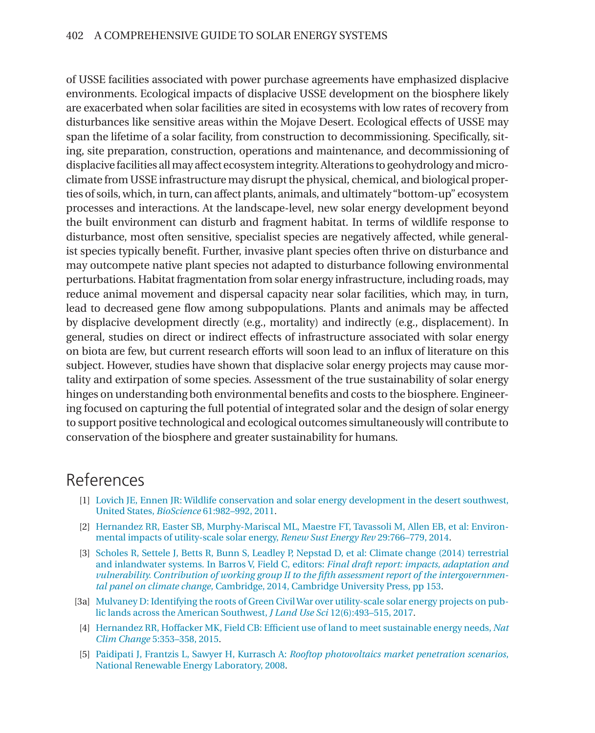of USSE facilities associated with power purchase agreements have emphasized displacive environments. Ecological impacts of displacive USSE development on the biosphere likely are exacerbated when solar facilities are sited in ecosystems with low rates of recovery from disturbances like sensitive areas within the Mojave Desert. Ecological effects of USSE may span the lifetime of a solar facility, from construction to decommissioning. Specifically, siting, site preparation, construction, operations and maintenance, and decommissioning of displacive facilities all may affect ecosystem integrity. Alterations to geohydrology and microclimate from USSE infrastructure may disrupt the physical, chemical, and biological properties of soils, which, in turn, can affect plants, animals, and ultimately "bottom-up" ecosystem processes and interactions. At the landscape-level, new solar energy development beyond the built environment can disturb and fragment habitat. In terms of wildlife response to disturbance, most often sensitive, specialist species are negatively affected, while generalist species typically benefit. Further, invasive plant species often thrive on disturbance and may outcompete native plant species not adapted to disturbance following environmental perturbations. Habitat fragmentation from solar energy infrastructure, including roads, may reduce animal movement and dispersal capacity near solar facilities, which may, in turn, lead to decreased gene flow among subpopulations. Plants and animals may be affected by displacive development directly (e.g., mortality) and indirectly (e.g., displacement). In general, studies on direct or indirect effects of infrastructure associated with solar energy on biota are few, but current research efforts will soon lead to an influx of literature on this subject. However, studies have shown that displacive solar energy projects may cause mortality and extirpation of some species. Assessment of the true sustainability of solar energy hinges on understanding both environmental benefits and costs to the biosphere. Engineering focused on capturing the full potential of integrated solar and the design of solar energy to support positive technological and ecological outcomes simultaneously will contribute to conservation of the biosphere and greater sustainability for humans.

# References

[1] Lovich JE, Ennen JR: Wildlife conservation and solar energy development in the desert southwest, United States, *BioScience* 61:982–992, 2011.

[2] Hernandez RR, Easter SB, Murphy-Mariscal ML, Maestre FT, Tavassoli M, Allen EB, et al: Environmental impacts of utility-scale solar energy, *Renew Sust Energy Rev* 29:766–779, 2014.

[3] Scholes R, Settele J, Betts R, Bunn S, Leadley P, Nepstad D, et al: Climate change (2014) terrestrial and inlandwater systems. In Barros V, Field C, editors: *Final draft report: impacts, adaptation and vulnerability. Contribution of working group II to the fifth assessment report of the intergovernmental panel on climate change*, Cambridge, 2014, Cambridge University Press, pp 153.

[3a] Mulvaney D: Identifying the roots of Green Civil War over utility-scale solar energy projects on public lands across the American Southwest, *J Land Use Sci* 12(6):493–515, 2017.

[4] Hernandez RR, Hoffacker MK, Field CB: Efficient use of land to meet sustainable energy needs, *Nat Clim Change* 5:353–358, 2015.

[5] Paidipati J, Frantzis L, Sawyer H, Kurrasch A: *Rooftop photovoltaics market penetration scenarios*, National Renewable Energy Laboratory, 2008.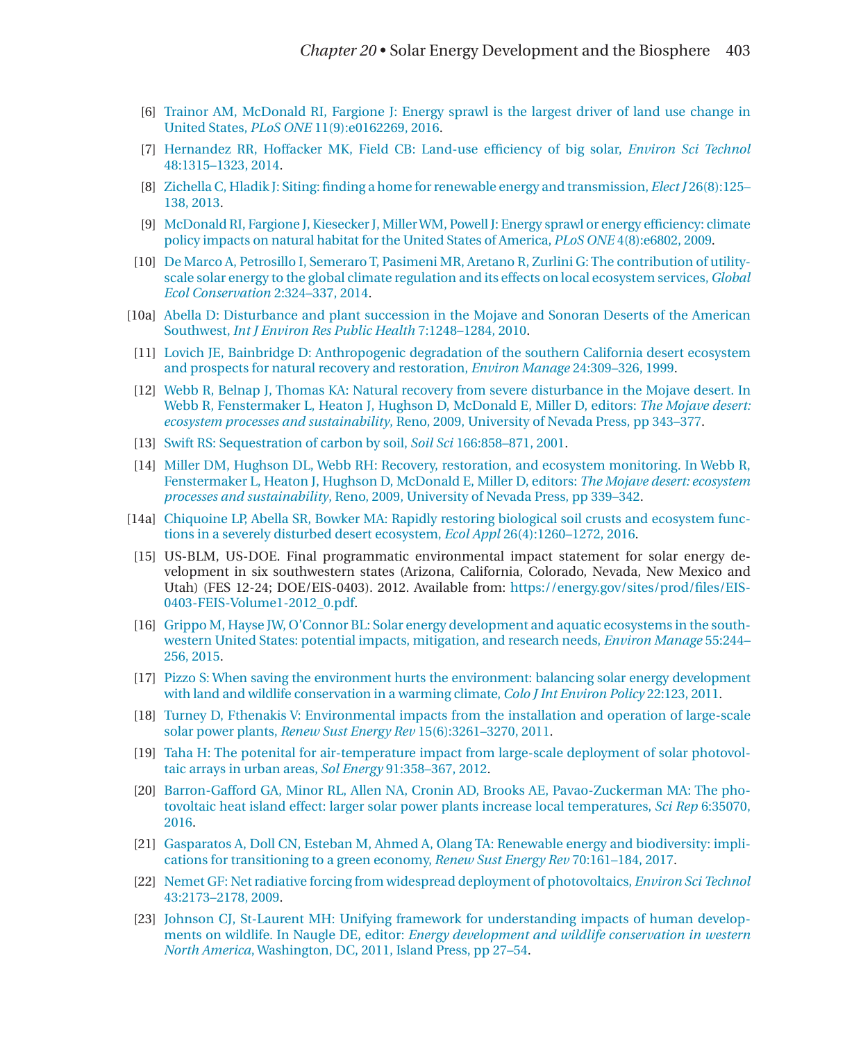[6] Trainor AM, McDonald RI, Fargione J: Energy sprawl is the largest driver of land use change in United States, *PLoS ONE* 11(9):e0162269, 2016.

[7] Hernandez RR, Hoffacker MK, Field CB: Land-use efficiency of big solar, *Environ Sci Technol* 48:1315–1323, 2014.

[8] Zichella C, Hladik J: Siting: finding a home for renewable energy and transmission, *Elect J* 26(8):125–138, 2013.

[9] McDonald RI, Fargione J, Kiesecker J, Miller WM, Powell J: Energy sprawl or energy efficiency: climate policy impacts on natural habitat for the United States of America, *PLoS ONE* 4(8):e6802, 2009.

[10] De Marco A, Petrosillo I, Semeraro T, Pasimeni MR, Aretano R, Zurlini G: The contribution of utility-scale solar energy to the global climate regulation and its effects on local ecosystem services, *Global Ecol Conservation* 2:324–337, 2014.

[10a] Abella D: Disturbance and plant succession in the Mojave and Sonoran Deserts of the American Southwest, *Int J Environ Res Public Health* 7:1248–1284, 2010.

[11] Lovich JE, Bainbridge D: Anthropogenic degradation of the southern California desert ecosystem and prospects for natural recovery and restoration, *Environ Manage* 24:309–326, 1999.

[12] Webb R, Belnap J, Thomas KA: Natural recovery from severe disturbance in the Mojave desert. In Webb R, Fenstermaker L, Heaton J, Hughson D, McDonald E, Miller D, editors: *The Mojave desert: ecosystem processes and sustainability*, Reno, 2009, University of Nevada Press, pp 343–377.

[13] Swift RS: Sequestration of carbon by soil, *Soil Sci* 166:858–871, 2001.

[14] Miller DM, Hughson DL, Webb RH: Recovery, restoration, and ecosystem monitoring. In Webb R, Fenstermaker L, Heaton J, Hughson D, McDonald E, Miller D, editors: *The Mojave desert: ecosystem processes and sustainability*, Reno, 2009, University of Nevada Press, pp 339–342.

[14a] Chiquoine LP, Abella SR, Bowker MA: Rapidly restoring biological soil crusts and ecosystem functions in a severely disturbed desert ecosystem, *Ecol Appl* 26(4):1260–1272, 2016.

[15] US-BLM, US-DOE. Final programmatic environmental impact statement for solar energy development in six southwestern states (Arizona, California, Colorado, Nevada, New Mexico and Utah) (FES 12-24; DOE/EIS-0403). 2012. Available from: https://energy.gov/sites/prod/files/EIS-0403-FEIS-Volume1-2012_0.pdf.

[16] Grippo M, Hayse JW, O'Connor BL: Solar energy development and aquatic ecosystems in the southwestern United States: potential impacts, mitigation, and research needs, *Environ Manage* 55:244–256, 2015.

[17] Pizzo S: When saving the environment hurts the environment: balancing solar energy development with land and wildlife conservation in a warming climate, *Colo J Int Environ Policy* 22:123, 2011.

[18] Turney D, Fthenakis V: Environmental impacts from the installation and operation of large-scale solar power plants, *Renew Sust Energy Rev* 15(6):3261–3270, 2011.

[19] Taha H: The potenital for air-temperature impact from large-scale deployment of solar photovoltaic arrays in urban areas, *Sol Energy* 91:358–367, 2012.

[20] Barron-Gafford GA, Minor RL, Allen NA, Cronin AD, Brooks AE, Pavao-Zuckerman MA: The photovoltaic heat island effect: larger solar power plants increase local temperatures, *Sci Rep* 6:35070, 2016.

[21] Gasparatos A, Doll CN, Esteban M, Ahmed A, Olang TA: Renewable energy and biodiversity: implications for transitioning to a green economy, *Renew Sust Energy Rev* 70:161–184, 2017.

[22] Nemet GF: Net radiative forcing from widespread deployment of photovoltaics, *Environ Sci Technol* 43:2173–2178, 2009.

[23] Johnson CJ, St-Laurent MH: Unifying framework for understanding impacts of human developments on wildlife. In Naugle DE, editor: *Energy development and wildlife conservation in western North America*, Washington, DC, 2011, Island Press, pp 27–54.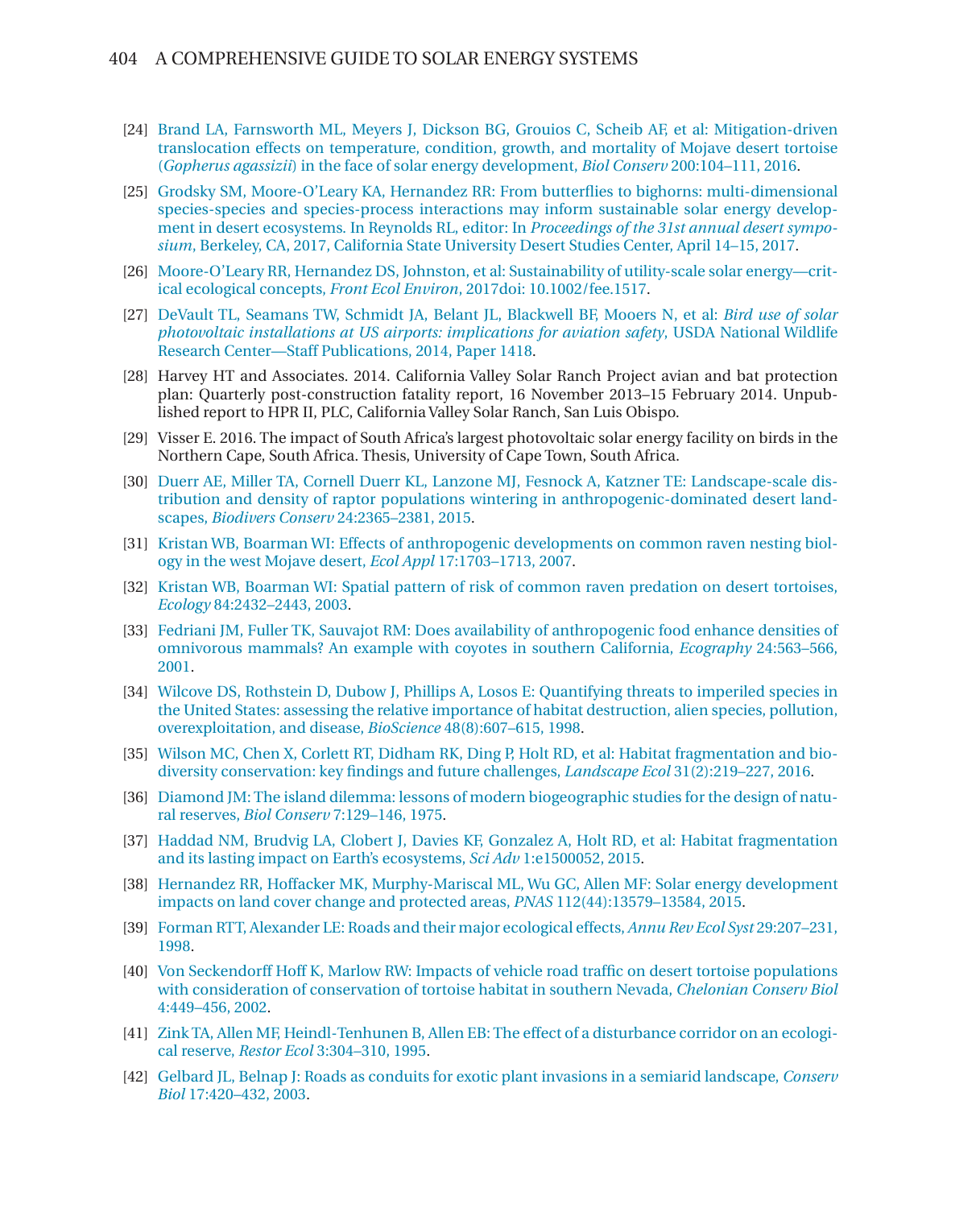[24] Brand LA, Farnsworth ML, Meyers J, Dickson BG, Grouios C, Scheib AF, et al: Mitigation-driven translocation effects on temperature, condition, growth, and mortality of Mojave desert tortoise (*Gopherus agassizii*) in the face of solar energy development, *Biol Conserv* 200:104–111, 2016.

[25] Grodsky SM, Moore-O'Leary KA, Hernandez RR: From butterflies to bighorns: multi-dimensional species-species and species-process interactions may inform sustainable solar energy development in desert ecosystems. In Reynolds RL, editor: In *Proceedings of the 31st annual desert symposium*, Berkeley, CA, 2017, California State University Desert Studies Center, April 14–15, 2017.

[26] Moore-O'Leary RR, Hernandez DS, Johnston, et al: Sustainability of utility-scale solar energy—critical ecological concepts, *Front Ecol Environ*, 2017doi: 10.1002/fee.1517.

[27] DeVault TL, Seamans TW, Schmidt JA, Belant JL, Blackwell BF, Mooers N, et al: *Bird use of solar photovoltaic installations at US airports: implications for aviation safety*, USDA National Wildlife Research Center—Staff Publications, 2014, Paper 1418.

[28] Harvey HT and Associates. 2014. California Valley Solar Ranch Project avian and bat protection plan: Quarterly post-construction fatality report, 16 November 2013–15 February 2014. Unpublished report to HPR II, PLC, California Valley Solar Ranch, San Luis Obispo.

[29] Visser E. 2016. The impact of South Africa's largest photovoltaic solar energy facility on birds in the Northern Cape, South Africa. Thesis, University of Cape Town, South Africa.

[30] Duerr AE, Miller TA, Cornell Duerr KL, Lanzone MJ, Fesnock A, Katzner TE: Landscape-scale distribution and density of raptor populations wintering in anthropogenic-dominated desert landscapes, *Biodivers Conserv* 24:2365–2381, 2015.

[31] Kristan WB, Boarman WI: Effects of anthropogenic developments on common raven nesting biology in the west Mojave desert, *Ecol Appl* 17:1703–1713, 2007.

[32] Kristan WB, Boarman WI: Spatial pattern of risk of common raven predation on desert tortoises, *Ecology* 84:2432–2443, 2003.

[33] Fedriani JM, Fuller TK, Sauvajot RM: Does availability of anthropogenic food enhance densities of omnivorous mammals? An example with coyotes in southern California, *Ecography* 24:563–566, 2001.

[34] Wilcove DS, Rothstein D, Dubow J, Phillips A, Losos E: Quantifying threats to imperiled species in the United States: assessing the relative importance of habitat destruction, alien species, pollution, overexploitation, and disease, *BioScience* 48(8):607–615, 1998.

[35] Wilson MC, Chen X, Corlett RT, Didham RK, Ding P, Holt RD, et al: Habitat fragmentation and biodiversity conservation: key findings and future challenges, *Landscape Ecol* 31(2):219–227, 2016.

[36] Diamond JM: The island dilemma: lessons of modern biogeographic studies for the design of natural reserves, *Biol Conserv* 7:129–146, 1975.

[37] Haddad NM, Brudvig LA, Clobert J, Davies KF, Gonzalez A, Holt RD, et al: Habitat fragmentation and its lasting impact on Earth's ecosystems, *Sci Adv* 1:e1500052, 2015.

[38] Hernandez RR, Hoffacker MK, Murphy-Mariscal ML, Wu GC, Allen MF: Solar energy development impacts on land cover change and protected areas, *PNAS* 112(44):13579–13584, 2015.

[39] Forman RTT, Alexander LE: Roads and their major ecological effects, *Annu Rev Ecol Syst* 29:207–231, 1998.

[40] Von Seckendorff Hoff K, Marlow RW: Impacts of vehicle road traffic on desert tortoise populations with consideration of conservation of tortoise habitat in southern Nevada, *Chelonian Conserv Biol* 4:449–456, 2002.

[41] Zink TA, Allen MF, Heindl-Tenhunen B, Allen EB: The effect of a disturbance corridor on an ecological reserve, *Restor Ecol* 3:304–310, 1995.

[42] Gelbard JL, Belnap J: Roads as conduits for exotic plant invasions in a semiarid landscape, *Conserv Biol* 17:420–432, 2003.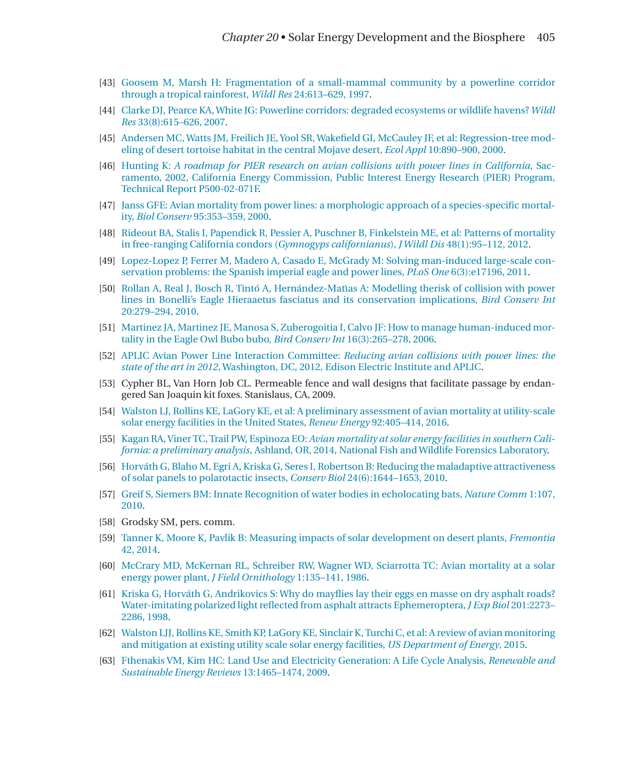[43] Goosem M, Marsh H: Fragmentation of a small-mammal community by a powerline corridor through a tropical rainforest, *Wildl Res* 24:613–629, 1997.

[44] Clarke DJ, Pearce KA, White JG: Powerline corridors: degraded ecosystems or wildlife havens? *Wildl Res* 33(8):615–626, 2007.

[45] Andersen MC, Watts JM, Freilich JE, Yool SR, Wakefield GI, McCauley JF, et al: Regression-tree modeling of desert tortoise habitat in the central Mojave desert, *Ecol Appl* 10:890–900, 2000.

[46] Hunting K: *A roadmap for PIER research on avian collisions with power lines in California*, Sacramento, 2002, California Energy Commission, Public Interest Energy Research (PIER) Program, Technical Report P500-02-071F.

[47] Janss GFE: Avian mortality from power lines: a morphologic approach of a species-specific mortality, *Biol Conserv* 95:353–359, 2000.

[48] Rideout BA, Stalis I, Papendick R, Pessier A, Puschner B, Finkelstein ME, et al: Patterns of mortality in free-ranging California condors (*Gymnogyps californianus*), *J Wildl Dis* 48(1):95–112, 2012.

[49] Lopez-Lopez P, Ferrer M, Madero A, Casado E, McGrady M: Solving man-induced large-scale conservation problems: the Spanish imperial eagle and power lines, *PLoS One* 6(3):e17196, 2011.

[50] Rollan A, Real J, Bosch R, Tintó A, Hernández-Matías A: Modelling therisk of collision with power lines in Bonelli's Eagle Hieraaetus fasciatus and its conservation implications, *Bird Conserv Int* 20:279–294, 2010.

[51] Martinez JA, Martinez JE, Manosa S, Zuberogoitia I, Calvo JF: How to manage human-induced mortality in the Eagle Owl Bubo bubo, *Bird Conserv Int* 16(3):265–278, 2006.

[52] APLIC Avian Power Line Interaction Committee: *Reducing avian collisions with power lines: the state of the art in 2012*, Washington, DC, 2012, Edison Electric Institute and APLIC.

[53] Cypher BL, Van Horn Job CL. Permeable fence and wall designs that facilitate passage by endangered San Joaquin kit foxes. Stanislaus, CA, 2009.

[54] Walston LJ, Rollins KE, LaGory KE, et al: A preliminary assessment of avian mortality at utility-scale solar energy facilities in the United States, *Renew Energy* 92:405–414, 2016.

[55] Kagan RA, Viner TC, Trail PW, Espinoza EO: *Avian mortality at solar energy facilities in southern California: a preliminary analysis*, Ashland, OR, 2014, National Fish and Wildlife Forensics Laboratory.

[56] Horváth G, Blaho M, Egri A, Kriska G, Seres I, Robertson B: Reducing the maladaptive attractiveness of solar panels to polarotactic insects, *Conserv Biol* 24(6):1644–1653, 2010.

[57] Greif S, Siemers BM: Innate Recognition of water bodies in echolocating bats, *Nature Comm* 1:107, 2010.

[58] Grodsky SM, pers. comm.

[59] Tanner K, Moore K, Pavlik B: Measuring impacts of solar development on desert plants, *Fremontia* 42, 2014.

[60] McCrary MD, McKernan RL, Schreiber RW, Wagner WD, Sciarrotta TC: Avian mortality at a solar energy power plant, *J Field Ornithology* 1:135–141, 1986.

[61] Kriska G, Horváth G, Andrikovics S: Why do mayflies lay their eggs en masse on dry asphalt roads? Water-imitating polarized light reflected from asphalt attracts Ephemeroptera, *J Exp Biol* 201:2273–2286, 1998.

[62] Walston LJJ, Rollins KE, Smith KP, LaGory KE, Sinclair K, Turchi C, et al: A review of avian monitoring and mitigation at existing utility scale solar energy facilities, *US Department of Energy*, 2015.

[63] Fthenakis VM, Kim HC: Land Use and Electricity Generation: A Life Cycle Analysis, *Renewable and Sustainable Energy Reviews* 13:1465–1474, 2009.